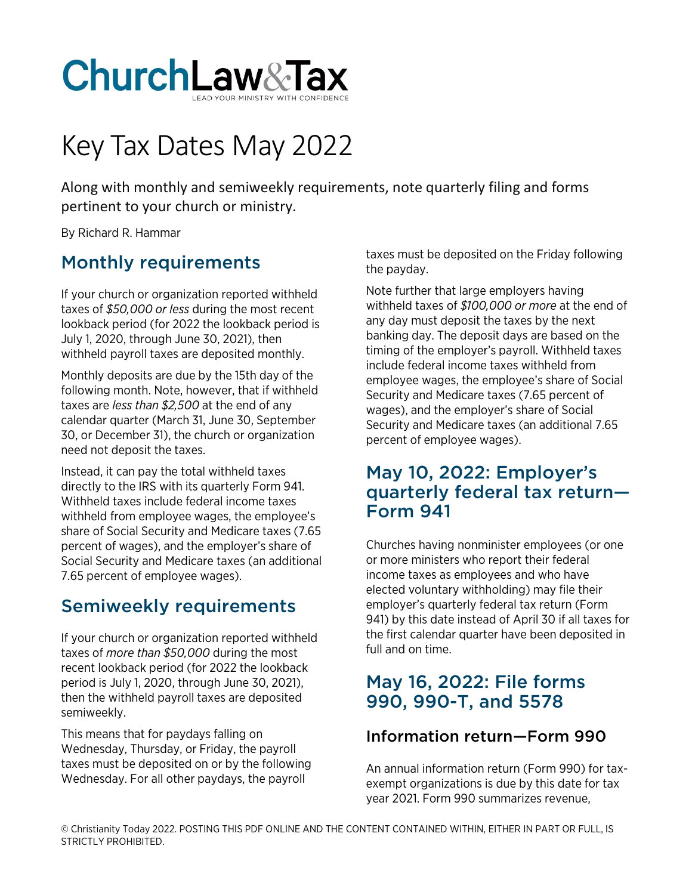# Key Tax Dates May 2022

Along with monthly and semiweekly requirements, note quarterly filing and forms pertinent to your church or ministry.

By Richard R. Hammar

## Monthly requirements

If your church or organization reported withheld taxes of *$50,000 or less* during the most recent lookback period (for 2022 the lookback period is July 1, 2020, through June 30, 2021), then withheld payroll taxes are deposited monthly.

Monthly deposits are due by the 15th day of the following month. Note, however, that if withheld taxes are *less than $2,500* at the end of any calendar quarter (March 31, June 30, September 30, or December 31), the church or organization need not deposit the taxes.

Instead, it can pay the total withheld taxes directly to the IRS with its quarterly Form 941. Withheld taxes include federal income taxes withheld from employee wages, the employee's share of Social Security and Medicare taxes (7.65 percent of wages), and the employer's share of Social Security and Medicare taxes (an additional 7.65 percent of employee wages).

## Semiweekly requirements

If your church or organization reported withheld taxes of *more than $50,000* during the most recent lookback period (for 2022 the lookback period is July 1, 2020, through June 30, 2021), then the withheld payroll taxes are deposited semiweekly.

This means that for paydays falling on Wednesday, Thursday, or Friday, the payroll taxes must be deposited on or by the following Wednesday. For all other paydays, the payroll taxes must be deposited on the Friday following the payday.

Note further that large employers having withheld taxes of *$100,000 or more* at the end of any day must deposit the taxes by the next banking day. The deposit days are based on the timing of the employer's payroll. Withheld taxes include federal income taxes withheld from employee wages, the employee's share of Social Security and Medicare taxes (7.65 percent of wages), and the employer's share of Social Security and Medicare taxes (an additional 7.65 percent of employee wages).

## May 10, 2022: Employer's quarterly federal tax return—Form 941

Churches having nonminister employees (or one or more ministers who report their federal income taxes as employees and who have elected voluntary withholding) may file their employer's quarterly federal tax return (Form 941) by this date instead of April 30 if all taxes for the first calendar quarter have been deposited in full and on time.

## May 16, 2022: File forms 990, 990-T, and 5578

### Information return—Form 990

An annual information return (Form 990) for tax-exempt organizations is due by this date for tax year 2021. Form 990 summarizes revenue,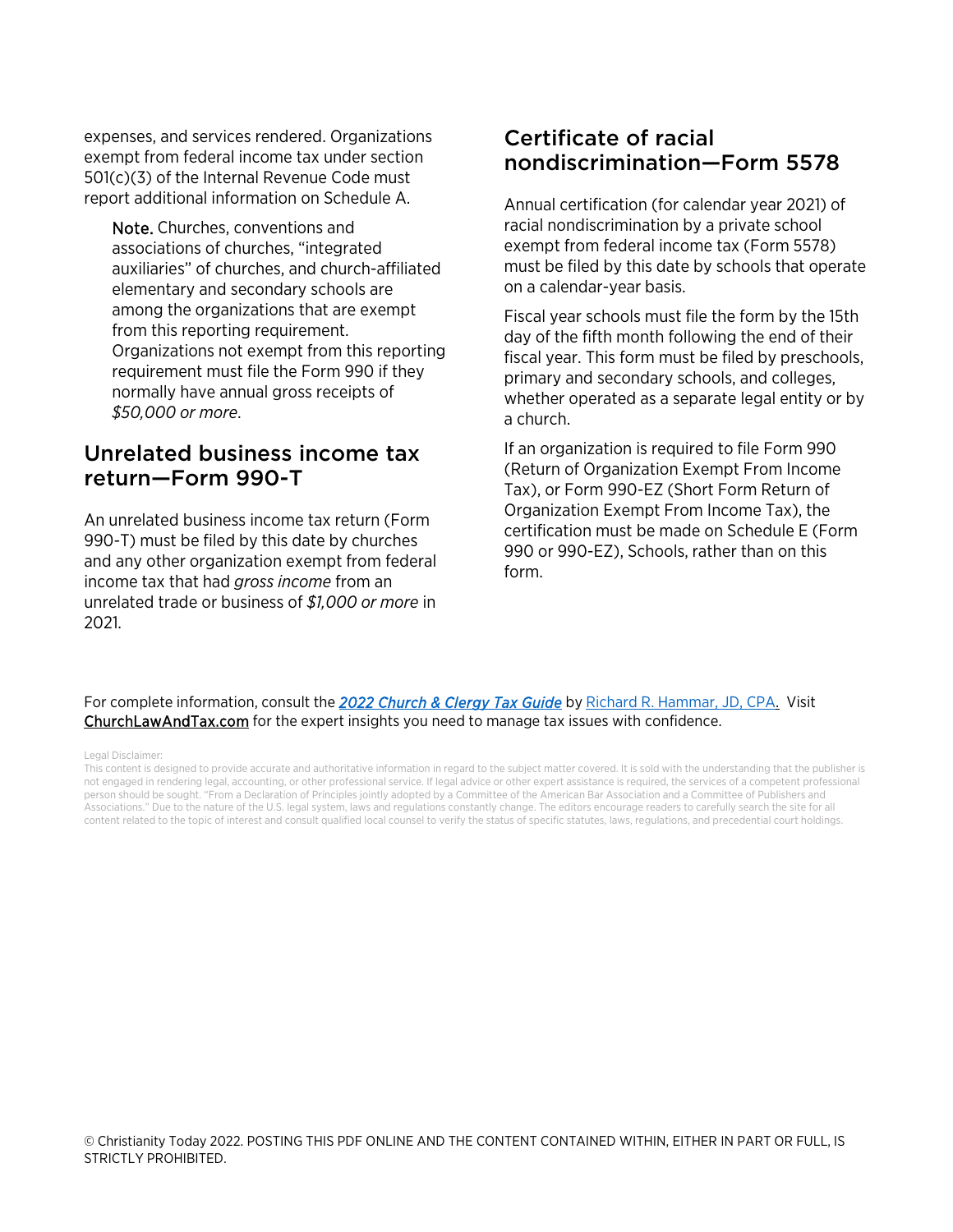expenses, and services rendered. Organizations exempt from federal income tax under section 501(c)(3) of the Internal Revenue Code must report additional information on Schedule A.

> **Note.** Churches, conventions and associations of churches, "integrated auxiliaries" of churches, and church-affiliated elementary and secondary schools are among the organizations that are exempt from this reporting requirement. Organizations not exempt from this reporting requirement must file the Form 990 if they normally have annual gross receipts of *$50,000 or more*.

## Unrelated business income tax return—Form 990-T

An unrelated business income tax return (Form 990-T) must be filed by this date by churches and any other organization exempt from federal income tax that had *gross income* from an unrelated trade or business of *$1,000 or more* in 2021.

## Certificate of racial nondiscrimination—Form 5578

Annual certification (for calendar year 2021) of racial nondiscrimination by a private school exempt from federal income tax (Form 5578) must be filed by this date by schools that operate on a calendar-year basis.

Fiscal year schools must file the form by the 15th day of the fifth month following the end of their fiscal year. This form must be filed by preschools, primary and secondary schools, and colleges, whether operated as a separate legal entity or by a church.

If an organization is required to file Form 990 (Return of Organization Exempt From Income Tax), or Form 990-EZ (Short Form Return of Organization Exempt From Income Tax), the certification must be made on Schedule E (Form 990 or 990-EZ), Schools, rather than on this form.

For complete information, consult the ***2022 Church & Clergy Tax Guide*** by Richard R. Hammar, JD, CPA. Visit ChurchLawAndTax.com for the expert insights you need to manage tax issues with confidence.

Legal Disclaimer:
This content is designed to provide accurate and authoritative information in regard to the subject matter covered. It is sold with the understanding that the publisher is not engaged in rendering legal, accounting, or other professional service. If legal advice or other expert assistance is required, the services of a competent professional person should be sought. "From a Declaration of Principles jointly adopted by a Committee of the American Bar Association and a Committee of Publishers and Associations." Due to the nature of the U.S. legal system, laws and regulations constantly change. The editors encourage readers to carefully search the site for all content related to the topic of interest and consult qualified local counsel to verify the status of specific statutes, laws, regulations, and precedential court holdings.

© Christianity Today 2022. POSTING THIS PDF ONLINE AND THE CONTENT CONTAINED WITHIN, EITHER IN PART OR FULL, IS STRICTLY PROHIBITED.